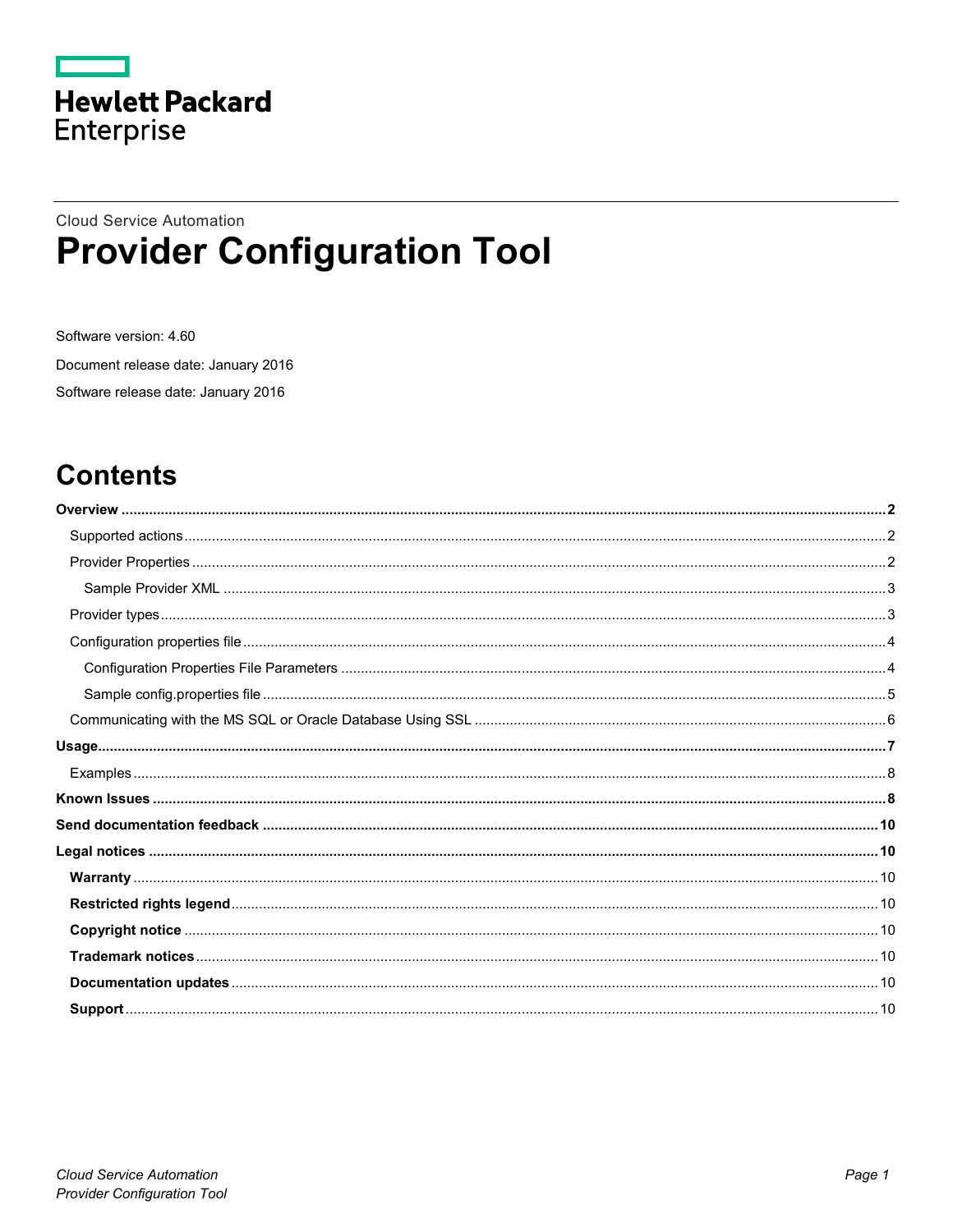Hewlett Packard Enterprise

Cloud Service Automation

# Provider Configuration Tool

Software version: 4.60

Document release date: January 2016

Software release date: January 2016

## Contents

**Overview** ........ **2**

- Supported actions ........ 2
- Provider Properties ........ 2
  - Sample Provider XML ........ 3
- Provider types ........ 3
- Configuration properties file ........ 4
  - Configuration Properties File Parameters ........ 4
  - Sample config.properties file ........ 5
- Communicating with the MS SQL or Oracle Database Using SSL ........ 6

**Usage** ........ **7**

- Examples ........ 8

**Known Issues** ........ **8**

**Send documentation feedback** ........ **10**

**Legal notices** ........ **10**

- **Warranty** ........ 10
- **Restricted rights legend** ........ 10
- **Copyright notice** ........ 10
- **Trademark notices** ........ 10
- **Documentation updates** ........ 10
- **Support** ........ 10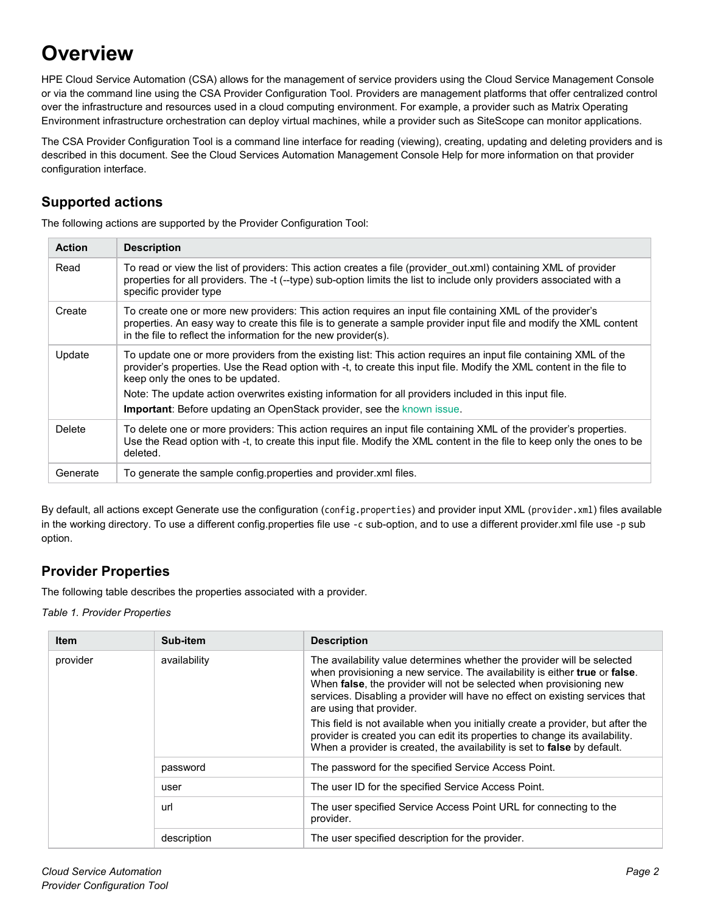# Overview

HPE Cloud Service Automation (CSA) allows for the management of service providers using the Cloud Service Management Console or via the command line using the CSA Provider Configuration Tool. Providers are management platforms that offer centralized control over the infrastructure and resources used in a cloud computing environment. For example, a provider such as Matrix Operating Environment infrastructure orchestration can deploy virtual machines, while a provider such as SiteScope can monitor applications.

The CSA Provider Configuration Tool is a command line interface for reading (viewing), creating, updating and deleting providers and is described in this document. See the Cloud Services Automation Management Console Help for more information on that provider configuration interface.

## Supported actions

The following actions are supported by the Provider Configuration Tool:

| Action | Description |
|---|---|
| Read | To read or view the list of providers: This action creates a file (provider_out.xml) containing XML of provider properties for all providers. The -t (--type) sub-option limits the list to include only providers associated with a specific provider type |
| Create | To create one or more new providers: This action requires an input file containing XML of the provider's properties. An easy way to create this file is to generate a sample provider input file and modify the XML content in the file to reflect the information for the new provider(s). |
| Update | To update one or more providers from the existing list: This action requires an input file containing XML of the provider's properties. Use the Read option with -t, to create this input file. Modify the XML content in the file to keep only the ones to be updated.<br>Note: The update action overwrites existing information for all providers included in this input file.<br>**Important**: Before updating an OpenStack provider, see the known issue. |
| Delete | To delete one or more providers: This action requires an input file containing XML of the provider's properties. Use the Read option with -t, to create this input file. Modify the XML content in the file to keep only the ones to be deleted. |
| Generate | To generate the sample config.properties and provider.xml files. |

By default, all actions except Generate use the configuration (`config.properties`) and provider input XML (`provider.xml`) files available in the working directory. To use a different config.properties file use `-c` sub-option, and to use a different provider.xml file use `-p` sub option.

## Provider Properties

The following table describes the properties associated with a provider.

*Table 1. Provider Properties*

| Item | Sub-item | Description |
|---|---|---|
| provider | availability | The availability value determines whether the provider will be selected when provisioning a new service. The availability is either **true** or **false**. When **false**, the provider will not be selected when provisioning new services. Disabling a provider will have no effect on existing services that are using that provider.<br>This field is not available when you initially create a provider, but after the provider is created you can edit its properties to change its availability. When a provider is created, the availability is set to **false** by default. |
| | password | The password for the specified Service Access Point. |
| | user | The user ID for the specified Service Access Point. |
| | url | The user specified Service Access Point URL for connecting to the provider. |
| | description | The user specified description for the provider. |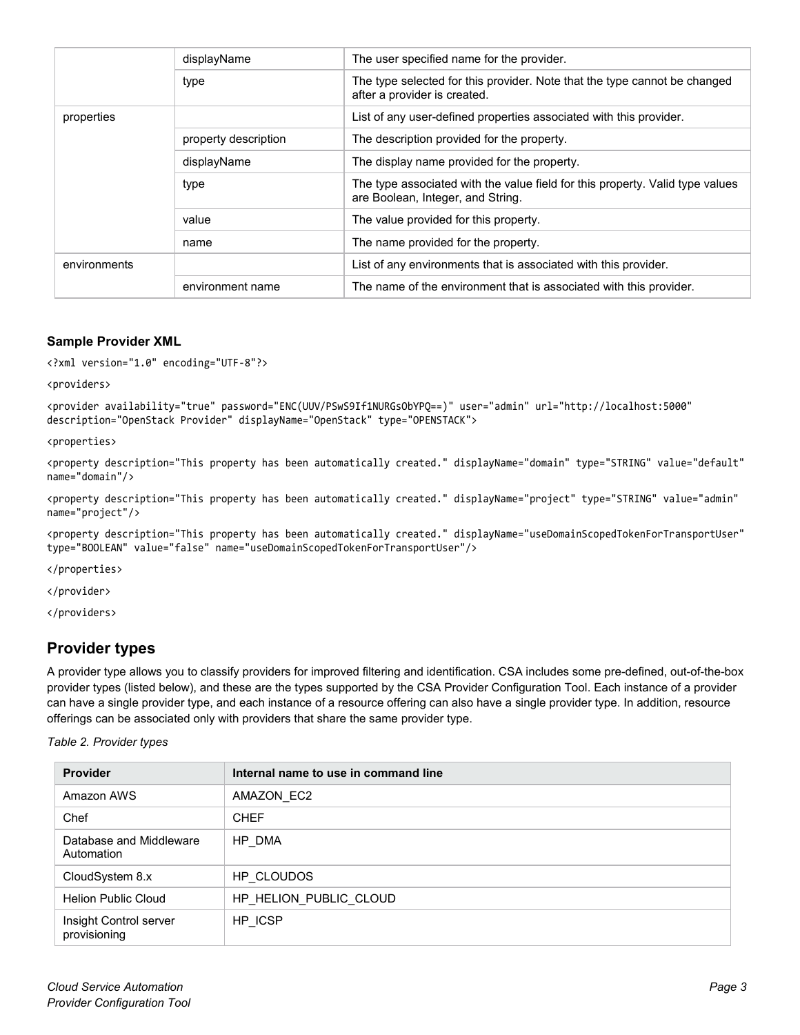| | displayName | The user specified name for the provider. |
|---|---|---|
| | type | The type selected for this provider. Note that the type cannot be changed after a provider is created. |
| properties | | List of any user-defined properties associated with this provider. |
| | property description | The description provided for the property. |
| | displayName | The display name provided for the property. |
| | type | The type associated with the value field for this property. Valid type values are Boolean, Integer, and String. |
| | value | The value provided for this property. |
| | name | The name provided for the property. |
| environments | | List of any environments that is associated with this provider. |
| | environment name | The name of the environment that is associated with this provider. |

### Sample Provider XML

```
<?xml version="1.0" encoding="UTF-8"?>

<providers>

<provider availability="true" password="ENC(UUV/PSwS9If1NURGsObYPQ==)" user="admin" url="http://localhost:5000" description="OpenStack Provider" displayName="OpenStack" type="OPENSTACK">

<properties>

<property description="This property has been automatically created." displayName="domain" type="STRING" value="default" name="domain"/>

<property description="This property has been automatically created." displayName="project" type="STRING" value="admin" name="project"/>

<property description="This property has been automatically created." displayName="useDomainScopedTokenForTransportUser" type="BOOLEAN" value="false" name="useDomainScopedTokenForTransportUser"/>

</properties>

</provider>

</providers>
```

## Provider types

A provider type allows you to classify providers for improved filtering and identification. CSA includes some pre-defined, out-of-the-box provider types (listed below), and these are the types supported by the CSA Provider Configuration Tool. Each instance of a provider can have a single provider type, and each instance of a resource offering can also have a single provider type. In addition, resource offerings can be associated only with providers that share the same provider type.

*Table 2. Provider types*

| Provider | Internal name to use in command line |
|---|---|
| Amazon AWS | AMAZON_EC2 |
| Chef | CHEF |
| Database and Middleware Automation | HP_DMA |
| CloudSystem 8.x | HP_CLOUDOS |
| Helion Public Cloud | HP_HELION_PUBLIC_CLOUD |
| Insight Control server provisioning | HP_ICSP |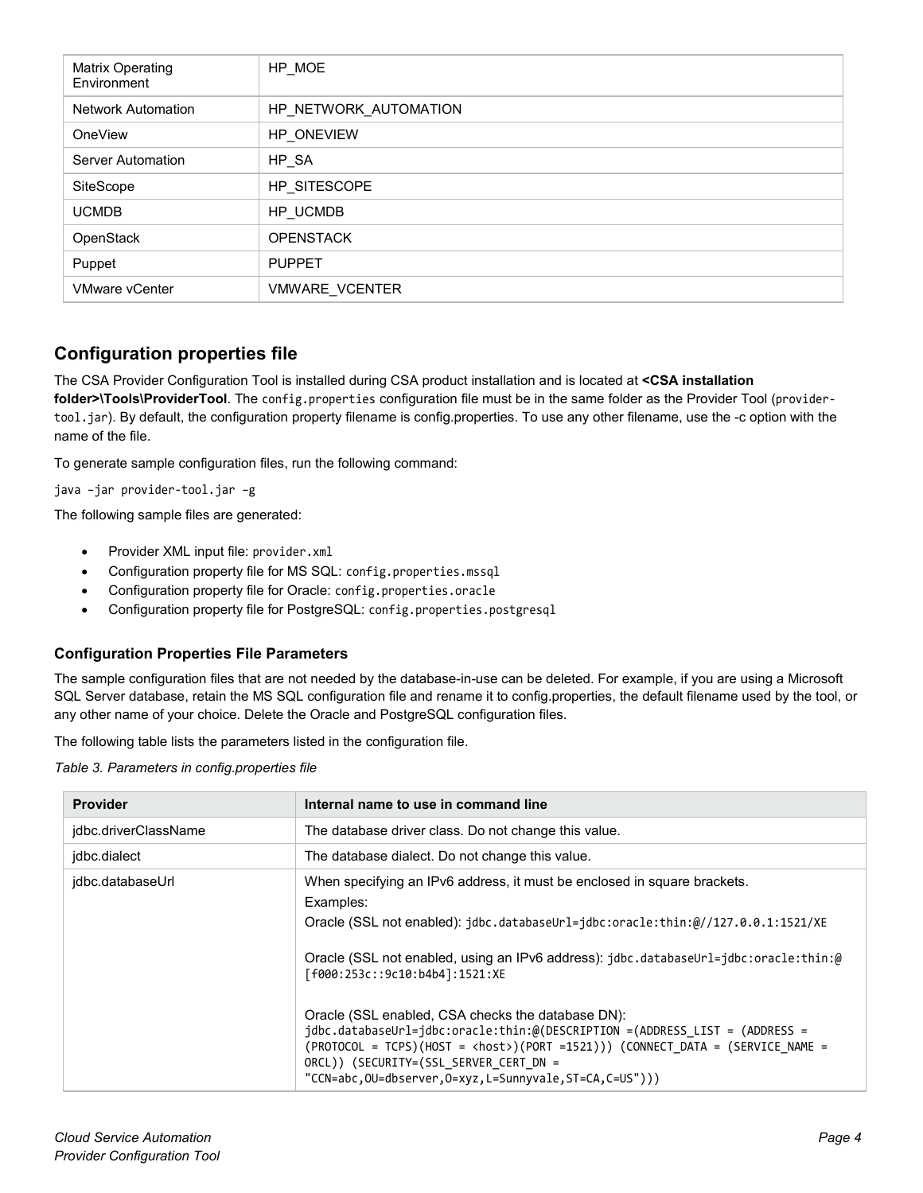| Matrix Operating Environment | HP_MOE |
| --- | --- |
| Network Automation | HP_NETWORK_AUTOMATION |
| OneView | HP_ONEVIEW |
| Server Automation | HP_SA |
| SiteScope | HP_SITESCOPE |
| UCMDB | HP_UCMDB |
| OpenStack | OPENSTACK |
| Puppet | PUPPET |
| VMware vCenter | VMWARE_VCENTER |

## Configuration properties file

The CSA Provider Configuration Tool is installed during CSA product installation and is located at **<CSA installation folder>\Tools\ProviderTool**. The `config.properties` configuration file must be in the same folder as the Provider Tool (`provider-tool.jar`). By default, the configuration property filename is config.properties. To use any other filename, use the -c option with the name of the file.

To generate sample configuration files, run the following command:

```
java –jar provider-tool.jar –g
```

The following sample files are generated:

- Provider XML input file: `provider.xml`
- Configuration property file for MS SQL: `config.properties.mssql`
- Configuration property file for Oracle: `config.properties.oracle`
- Configuration property file for PostgreSQL: `config.properties.postgresql`

### Configuration Properties File Parameters

The sample configuration files that are not needed by the database-in-use can be deleted. For example, if you are using a Microsoft SQL Server database, retain the MS SQL configuration file and rename it to config.properties, the default filename used by the tool, or any other name of your choice. Delete the Oracle and PostgreSQL configuration files.

The following table lists the parameters listed in the configuration file.

*Table 3. Parameters in config.properties file*

| Provider | Internal name to use in command line |
| --- | --- |
| jdbc.driverClassName | The database driver class. Do not change this value. |
| jdbc.dialect | The database dialect. Do not change this value. |
| jdbc.databaseUrl | When specifying an IPv6 address, it must be enclosed in square brackets.<br>Examples:<br>Oracle (SSL not enabled): `jdbc.databaseUrl=jdbc:oracle:thin:@//127.0.0.1:1521/XE`<br><br>Oracle (SSL not enabled, using an IPv6 address): `jdbc.databaseUrl=jdbc:oracle:thin:@[f000:253c::9c10:b4b4]:1521:XE`<br><br>Oracle (SSL enabled, CSA checks the database DN):<br>`jdbc.databaseUrl=jdbc:oracle:thin:@(DESCRIPTION =(ADDRESS_LIST = (ADDRESS = (PROTOCOL = TCPS)(HOST = <host>)(PORT =1521))) (CONNECT_DATA = (SERVICE_NAME = ORCL)) (SECURITY=(SSL_SERVER_CERT_DN = "CCN=abc,OU=dbserver,O=xyz,L=Sunnyvale,ST=CA,C=US")))` |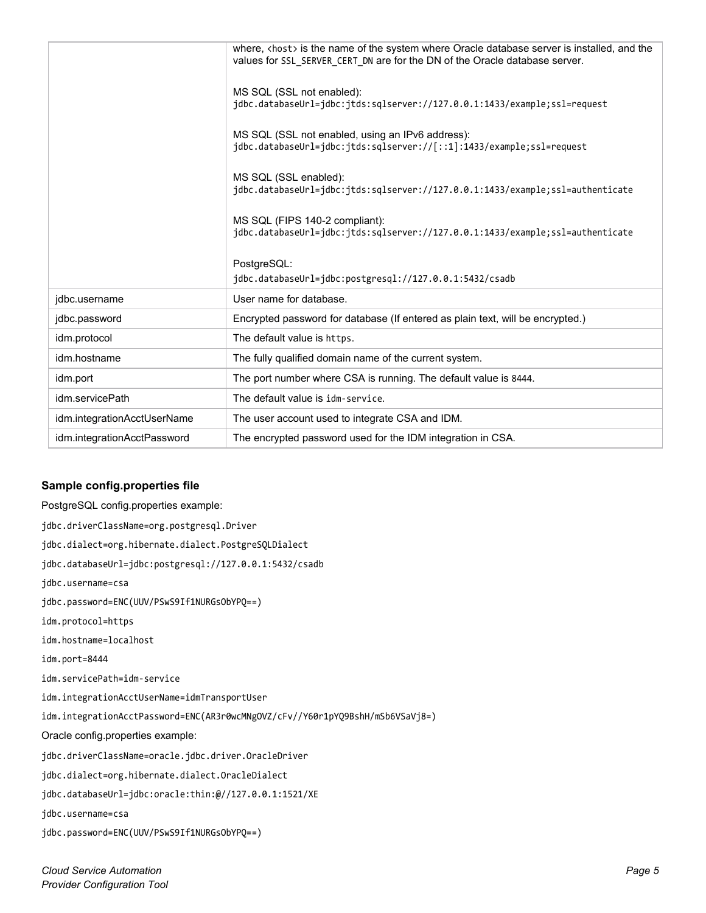| | |
|---|---|
| | where, `<host>` is the name of the system where Oracle database server is installed, and the values for `SSL_SERVER_CERT_DN` are for the DN of the Oracle database server.<br><br>MS SQL (SSL not enabled):<br>`jdbc.databaseUrl=jdbc:jtds:sqlserver://127.0.0.1:1433/example;ssl=request`<br><br>MS SQL (SSL not enabled, using an IPv6 address):<br>`jdbc.databaseUrl=jdbc:jtds:sqlserver://[::1]:1433/example;ssl=request`<br><br>MS SQL (SSL enabled):<br>`jdbc.databaseUrl=jdbc:jtds:sqlserver://127.0.0.1:1433/example;ssl=authenticate`<br><br>MS SQL (FIPS 140-2 compliant):<br>`jdbc.databaseUrl=jdbc:jtds:sqlserver://127.0.0.1:1433/example;ssl=authenticate`<br><br>PostgreSQL:<br>`jdbc.databaseUrl=jdbc:postgresql://127.0.0.1:5432/csadb` |
| jdbc.username | User name for database. |
| jdbc.password | Encrypted password for database (If entered as plain text, will be encrypted.) |
| idm.protocol | The default value is `https`. |
| idm.hostname | The fully qualified domain name of the current system. |
| idm.port | The port number where CSA is running. The default value is `8444`. |
| idm.servicePath | The default value is `idm-service`. |
| idm.integrationAcctUserName | The user account used to integrate CSA and IDM. |
| idm.integrationAcctPassword | The encrypted password used for the IDM integration in CSA. |

### Sample config.properties file

PostgreSQL config.properties example:

```
jdbc.driverClassName=org.postgresql.Driver
jdbc.dialect=org.hibernate.dialect.PostgreSQLDialect
jdbc.databaseUrl=jdbc:postgresql://127.0.0.1:5432/csadb
jdbc.username=csa
jdbc.password=ENC(UUV/PSwS9If1NURGsObYPQ==)
idm.protocol=https
idm.hostname=localhost
idm.port=8444
idm.servicePath=idm-service
idm.integrationAcctUserName=idmTransportUser
idm.integrationAcctPassword=ENC(AR3r0wcMNgOVZ/cFv//Y60r1pYQ9BshH/mSb6VSaVj8=)
```

Oracle config.properties example:

```
jdbc.driverClassName=oracle.jdbc.driver.OracleDriver
jdbc.dialect=org.hibernate.dialect.OracleDialect
jdbc.databaseUrl=jdbc:oracle:thin:@//127.0.0.1:1521/XE
jdbc.username=csa
jdbc.password=ENC(UUV/PSwS9If1NURGsObYPQ==)
```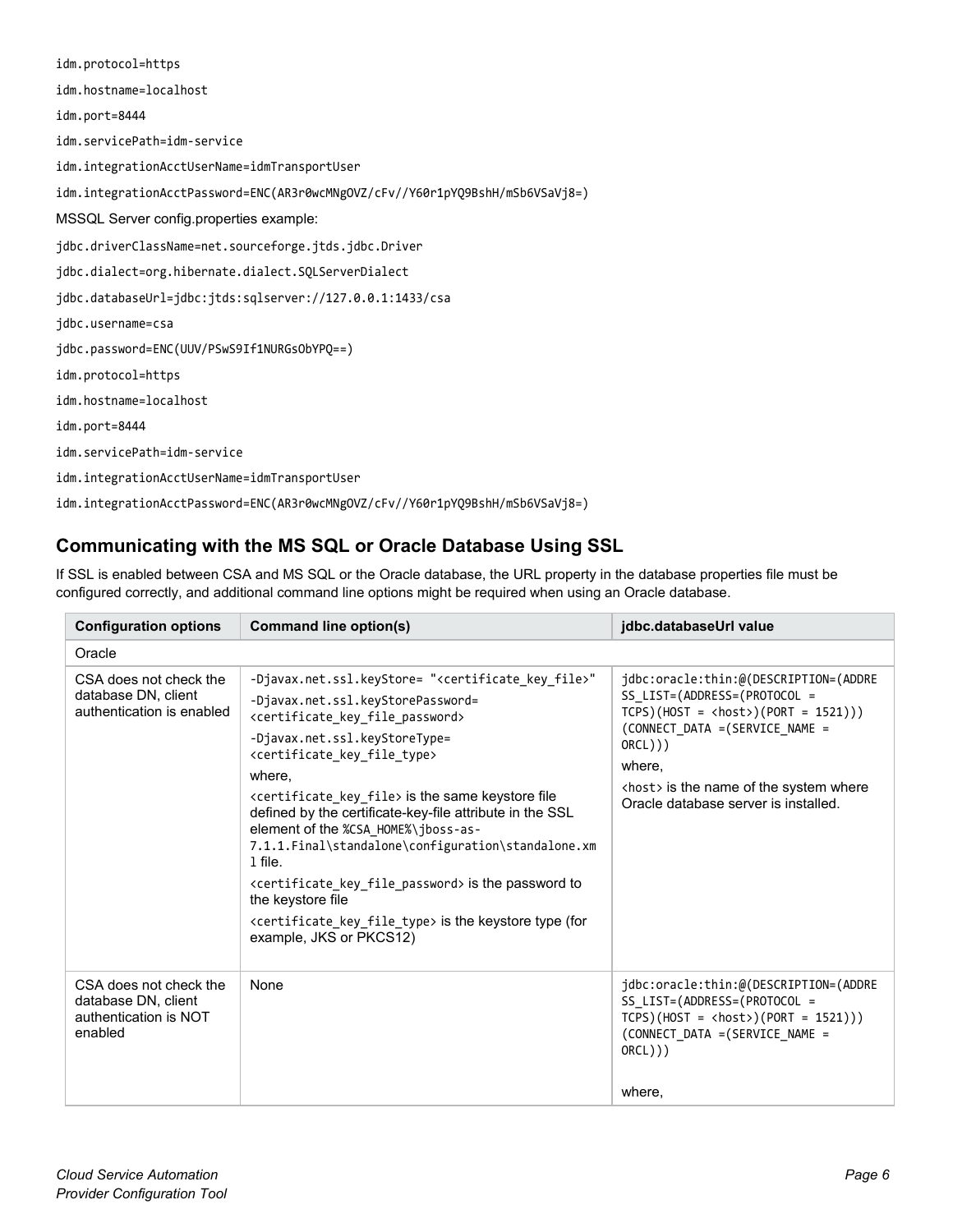```
idm.protocol=https
idm.hostname=localhost
idm.port=8444
idm.servicePath=idm-service
idm.integrationAcctUserName=idmTransportUser
idm.integrationAcctPassword=ENC(AR3r0wcMNgOVZ/cFv//Y60r1pYQ9BshH/mSb6VSaVj8=)
```

MSSQL Server config.properties example:

```
jdbc.driverClassName=net.sourceforge.jtds.jdbc.Driver
jdbc.dialect=org.hibernate.dialect.SQLServerDialect
jdbc.databaseUrl=jdbc:jtds:sqlserver://127.0.0.1:1433/csa
jdbc.username=csa
jdbc.password=ENC(UUV/PSwS9If1NURGsObYPQ==)
idm.protocol=https
idm.hostname=localhost
idm.port=8444
idm.servicePath=idm-service
idm.integrationAcctUserName=idmTransportUser
idm.integrationAcctPassword=ENC(AR3r0wcMNgOVZ/cFv//Y60r1pYQ9BshH/mSb6VSaVj8=)
```

## Communicating with the MS SQL or Oracle Database Using SSL

If SSL is enabled between CSA and MS SQL or the Oracle database, the URL property in the database properties file must be configured correctly, and additional command line options might be required when using an Oracle database.

| Configuration options | Command line option(s) | jdbc.databaseUrl value |
|---|---|---|
| Oracle | | |
| CSA does not check the database DN, client authentication is enabled | `-Djavax.net.ssl.keyStore= "<certificate_key_file>"`<br>`-Djavax.net.ssl.keyStorePassword= <certificate_key_file_password>`<br>`-Djavax.net.ssl.keyStoreType= <certificate_key_file_type>`<br>where,<br>`<certificate_key_file>` is the same keystore file defined by the certificate-key-file attribute in the SSL element of the `%CSA_HOME%\jboss-as-7.1.1.Final\standalone\configuration\standalone.xml` file.<br>`<certificate_key_file_password>` is the password to the keystore file<br>`<certificate_key_file_type>` is the keystore type (for example, JKS or PKCS12) | `jdbc:oracle:thin:@(DESCRIPTION=(ADDRESS_LIST=(ADDRESS=(PROTOCOL = TCPS)(HOST = <host>)(PORT = 1521)))(CONNECT_DATA =(SERVICE_NAME = ORCL)))`<br>where,<br>`<host>` is the name of the system where Oracle database server is installed. |
| CSA does not check the database DN, client authentication is NOT enabled | None | `jdbc:oracle:thin:@(DESCRIPTION=(ADDRESS_LIST=(ADDRESS=(PROTOCOL = TCPS)(HOST = <host>)(PORT = 1521)))(CONNECT_DATA =(SERVICE_NAME = ORCL)))`<br><br>where, |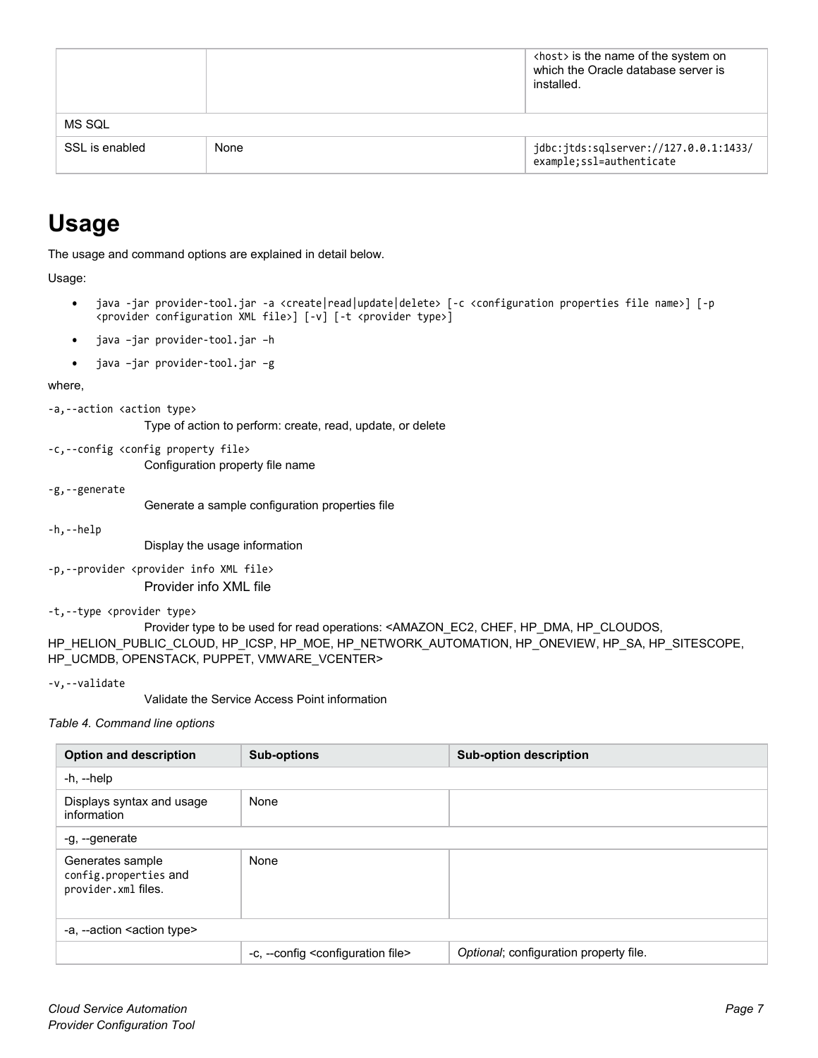| | | `<host>` is the name of the system on which the Oracle database server is installed. |
|---|---|---|
| MS SQL | | |
| SSL is enabled | None | `jdbc:jtds:sqlserver://127.0.0.1:1433/example;ssl=authenticate` |

# Usage

The usage and command options are explained in detail below.

Usage:

- `java -jar provider-tool.jar -a <create|read|update|delete> [-c <configuration properties file name>] [-p <provider configuration XML file>] [-v] [-t <provider type>]`
- `java –jar provider-tool.jar –h`
- `java –jar provider-tool.jar –g`

where,

`-a,--action <action type>`

Type of action to perform: create, read, update, or delete

`-c,--config <config property file>`

Configuration property file name

`-g,--generate`

Generate a sample configuration properties file

`-h,--help`

Display the usage information

`-p,--provider <provider info XML file>`

Provider info XML file

`-t,--type <provider type>`

Provider type to be used for read operations: <AMAZON_EC2, CHEF, HP_DMA, HP_CLOUDOS, HP_HELION_PUBLIC_CLOUD, HP_ICSP, HP_MOE, HP_NETWORK_AUTOMATION, HP_ONEVIEW, HP_SA, HP_SITESCOPE, HP_UCMDB, OPENSTACK, PUPPET, VMWARE_VCENTER>

`-v,--validate`

Validate the Service Access Point information

*Table 4. Command line options*

| Option and description | Sub-options | Sub-option description |
|---|---|---|
| -h, --help | | |
| Displays syntax and usage information | None | |
| -g, --generate | | |
| Generates sample `config.properties` and `provider.xml` files. | None | |
| -a, --action <action type> | | |
| | -c, --config <configuration file> | *Optional*; configuration property file. |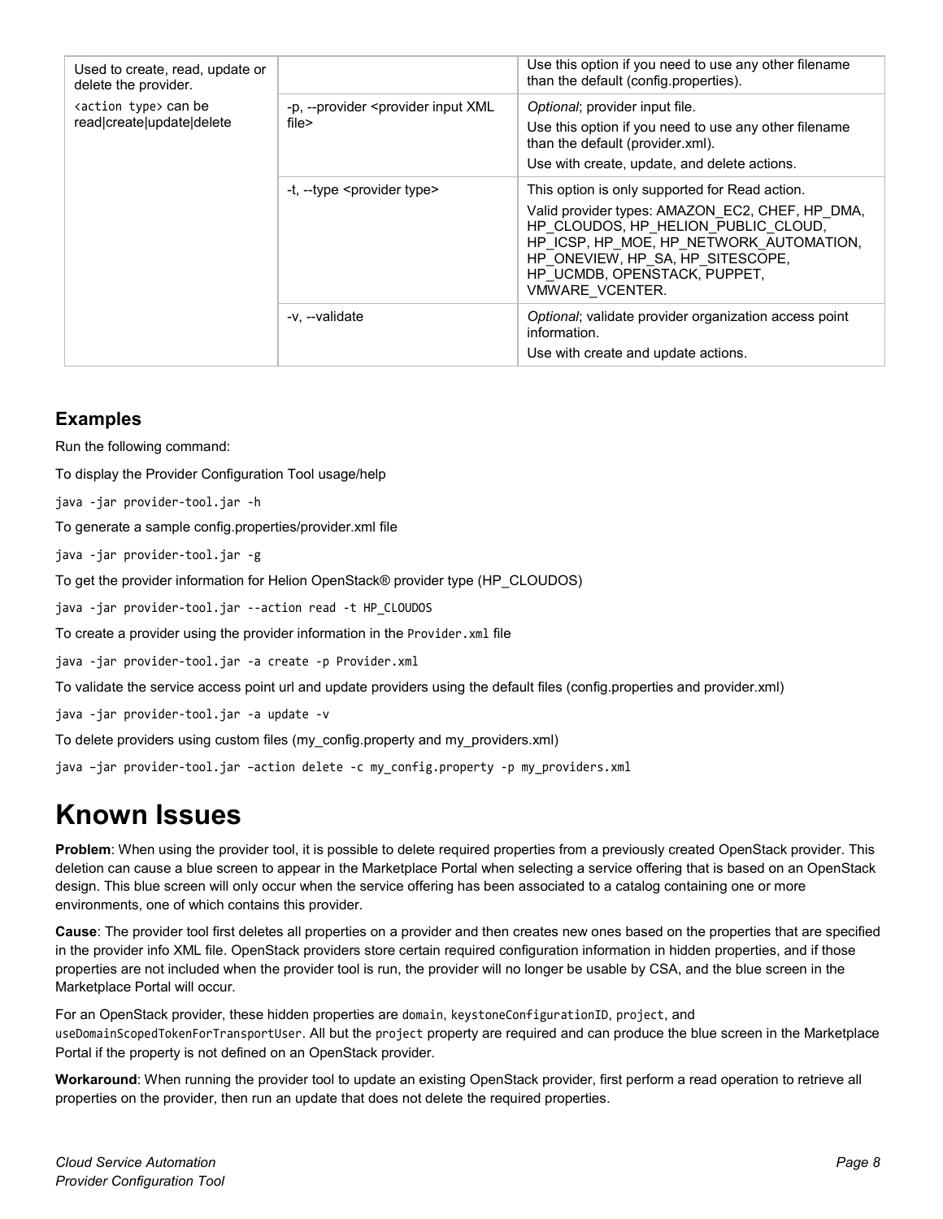| Used to create, read, update or delete the provider.<br><action type> can be read\|create\|update\|delete | | Use this option if you need to use any other filename than the default (config.properties). |
|---|---|---|
| | -p, --provider <provider input XML file> | *Optional*; provider input file.<br>Use this option if you need to use any other filename than the default (provider.xml).<br>Use with create, update, and delete actions. |
| | -t, --type <provider type> | This option is only supported for Read action.<br>Valid provider types: AMAZON_EC2, CHEF, HP_DMA, HP_CLOUDOS, HP_HELION_PUBLIC_CLOUD, HP_ICSP, HP_MOE, HP_NETWORK_AUTOMATION, HP_ONEVIEW, HP_SA, HP_SITESCOPE, HP_UCMDB, OPENSTACK, PUPPET, VMWARE_VCENTER. |
| | -v, --validate | *Optional*; validate provider organization access point information.<br>Use with create and update actions. |

## Examples

Run the following command:

To display the Provider Configuration Tool usage/help

```
java -jar provider-tool.jar -h
```

To generate a sample config.properties/provider.xml file

```
java -jar provider-tool.jar -g
```

To get the provider information for Helion OpenStack® provider type (HP_CLOUDOS)

```
java -jar provider-tool.jar --action read -t HP_CLOUDOS
```

To create a provider using the provider information in the `Provider.xml` file

```
java -jar provider-tool.jar -a create -p Provider.xml
```

To validate the service access point url and update providers using the default files (config.properties and provider.xml)

```
java -jar provider-tool.jar -a update -v
```

To delete providers using custom files (my_config.property and my_providers.xml)

```
java –jar provider-tool.jar –action delete -c my_config.property -p my_providers.xml
```

# Known Issues

**Problem**: When using the provider tool, it is possible to delete required properties from a previously created OpenStack provider. This deletion can cause a blue screen to appear in the Marketplace Portal when selecting a service offering that is based on an OpenStack design. This blue screen will only occur when the service offering has been associated to a catalog containing one or more environments, one of which contains this provider.

**Cause**: The provider tool first deletes all properties on a provider and then creates new ones based on the properties that are specified in the provider info XML file. OpenStack providers store certain required configuration information in hidden properties, and if those properties are not included when the provider tool is run, the provider will no longer be usable by CSA, and the blue screen in the Marketplace Portal will occur.

For an OpenStack provider, these hidden properties are `domain`, `keystoneConfigurationID`, `project`, and `useDomainScopedTokenForTransportUser`. All but the `project` property are required and can produce the blue screen in the Marketplace Portal if the property is not defined on an OpenStack provider.

**Workaround**: When running the provider tool to update an existing OpenStack provider, first perform a read operation to retrieve all properties on the provider, then run an update that does not delete the required properties.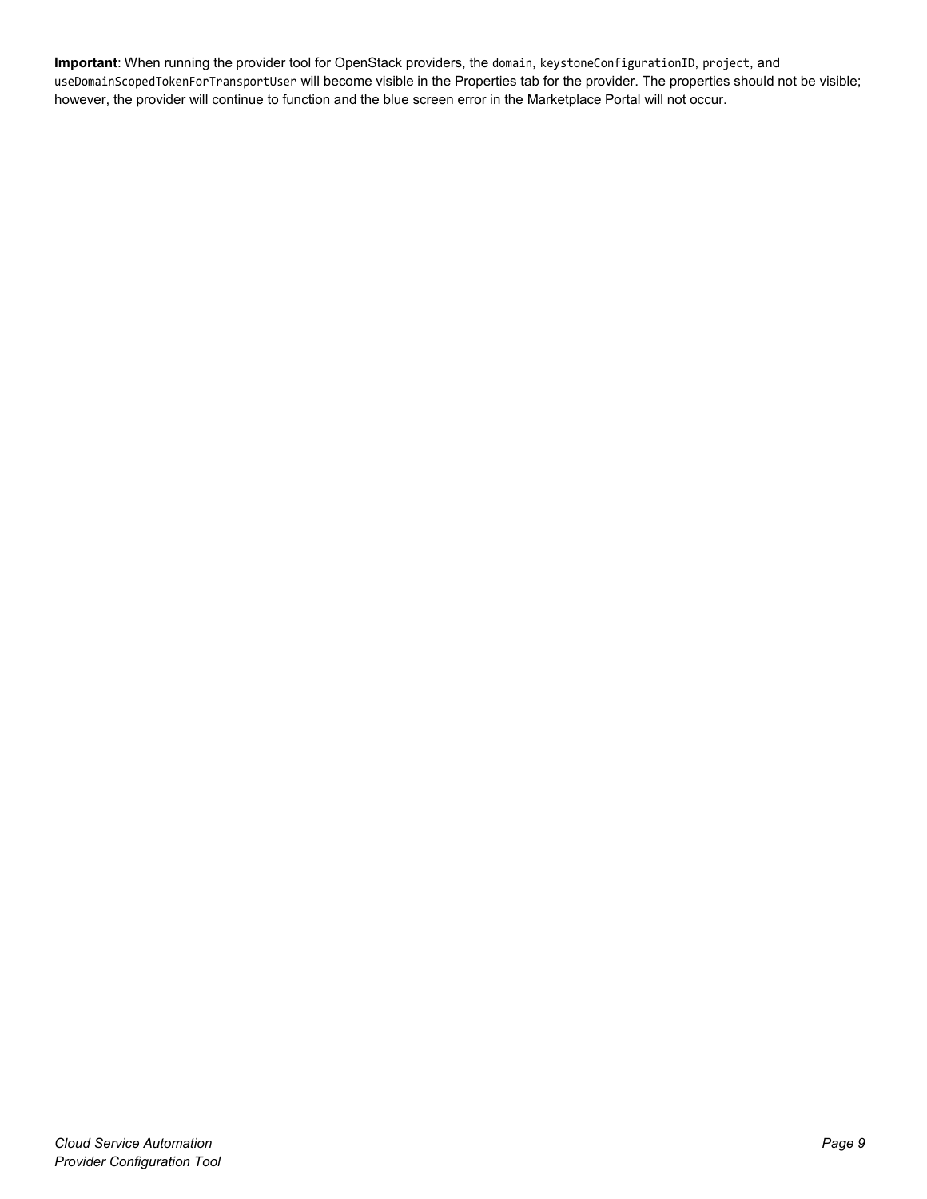**Important**: When running the provider tool for OpenStack providers, the `domain`, `keystoneConfigurationID`, `project`, and `useDomainScopedTokenForTransportUser` will become visible in the Properties tab for the provider. The properties should not be visible; however, the provider will continue to function and the blue screen error in the Marketplace Portal will not occur.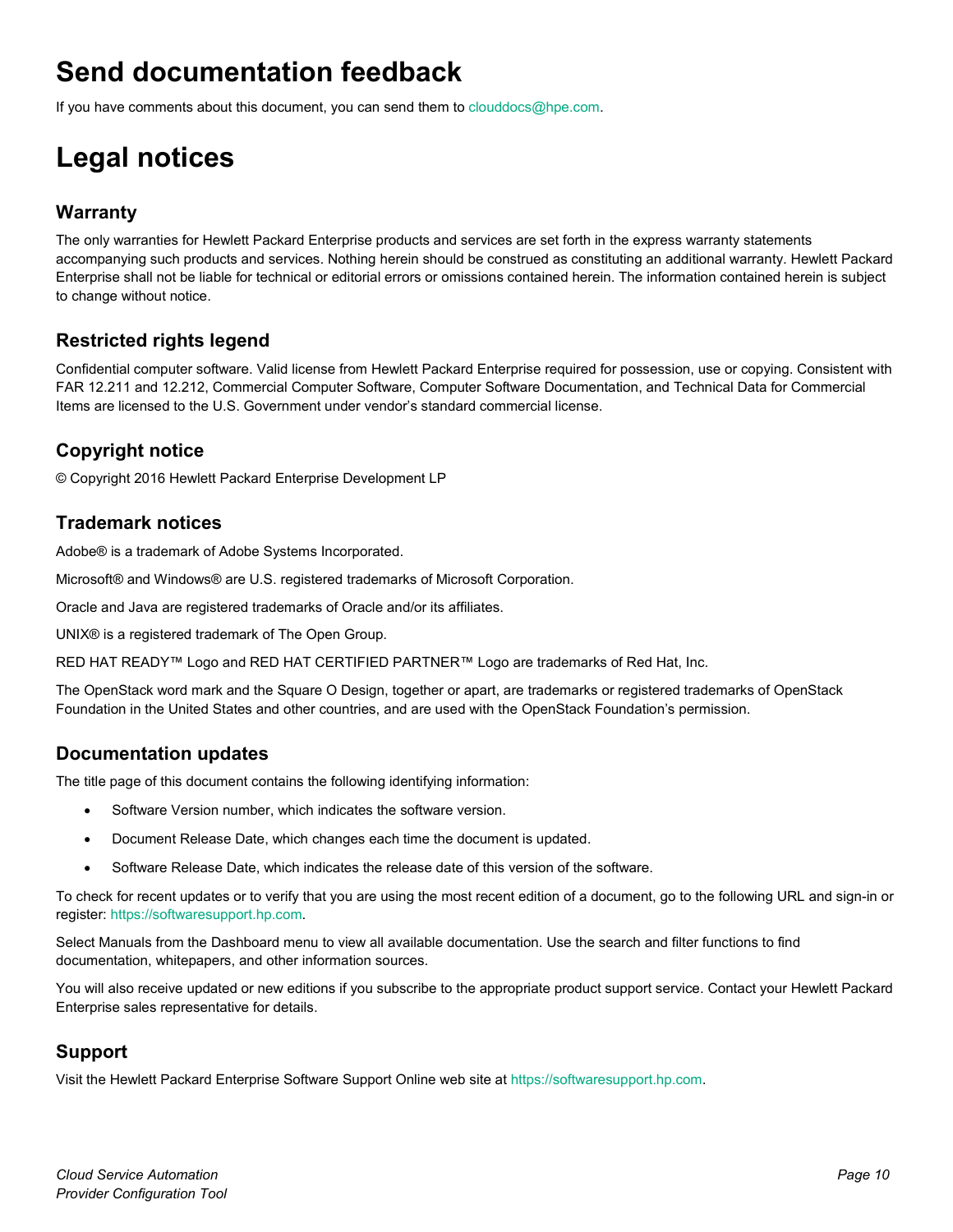# Send documentation feedback

If you have comments about this document, you can send them to clouddocs@hpe.com.

# Legal notices

## Warranty

The only warranties for Hewlett Packard Enterprise products and services are set forth in the express warranty statements accompanying such products and services. Nothing herein should be construed as constituting an additional warranty. Hewlett Packard Enterprise shall not be liable for technical or editorial errors or omissions contained herein. The information contained herein is subject to change without notice.

## Restricted rights legend

Confidential computer software. Valid license from Hewlett Packard Enterprise required for possession, use or copying. Consistent with FAR 12.211 and 12.212, Commercial Computer Software, Computer Software Documentation, and Technical Data for Commercial Items are licensed to the U.S. Government under vendor's standard commercial license.

## Copyright notice

© Copyright 2016 Hewlett Packard Enterprise Development LP

## Trademark notices

Adobe® is a trademark of Adobe Systems Incorporated.

Microsoft® and Windows® are U.S. registered trademarks of Microsoft Corporation.

Oracle and Java are registered trademarks of Oracle and/or its affiliates.

UNIX® is a registered trademark of The Open Group.

RED HAT READY™ Logo and RED HAT CERTIFIED PARTNER™ Logo are trademarks of Red Hat, Inc.

The OpenStack word mark and the Square O Design, together or apart, are trademarks or registered trademarks of OpenStack Foundation in the United States and other countries, and are used with the OpenStack Foundation's permission.

## Documentation updates

The title page of this document contains the following identifying information:

- Software Version number, which indicates the software version.
- Document Release Date, which changes each time the document is updated.
- Software Release Date, which indicates the release date of this version of the software.

To check for recent updates or to verify that you are using the most recent edition of a document, go to the following URL and sign-in or register: https://softwaresupport.hp.com.

Select Manuals from the Dashboard menu to view all available documentation. Use the search and filter functions to find documentation, whitepapers, and other information sources.

You will also receive updated or new editions if you subscribe to the appropriate product support service. Contact your Hewlett Packard Enterprise sales representative for details.

## Support

Visit the Hewlett Packard Enterprise Software Support Online web site at https://softwaresupport.hp.com.